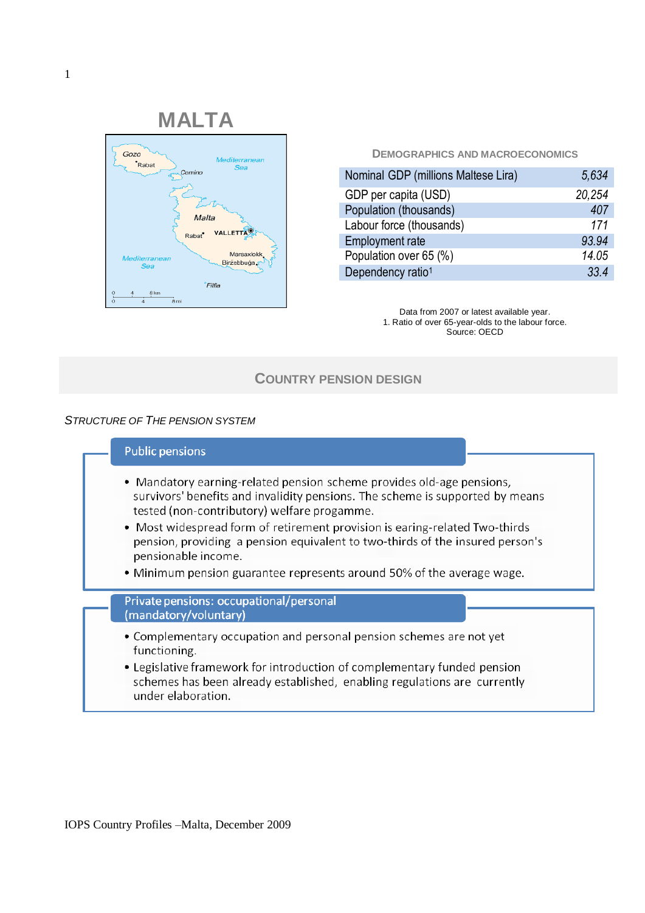# MALTA

## Demographics and Macroeconomics

| | |
|---|---|
| Nominal GDP (millions Maltese Lira) | 5,634 |
| GDP per capita (USD) | 20,254 |
| Population (thousands) | 407 |
| Labour force (thousands) | 171 |
| Employment rate | 93.94 |
| Population over 65 (%) | 14.05 |
| Dependency ratio[1] | 33.4 |

Data from 2007 or latest available year.
1. Ratio of over 65-year-olds to the labour force.
Source: OECD

## Country Pension Design

*Structure of the pension system*

### Public pensions

- Mandatory earning-related pension scheme provides old-age pensions, survivors' benefits and invalidity pensions. The scheme is supported by means tested (non-contributory) welfare progamme.
- Most widespread form of retirement provision is earing-related Two-thirds pension, providing a pension equivalent to two-thirds of the insured person's pensionable income.
- Minimum pension guarantee represents around 50% of the average wage.

### Private pensions: occupational/personal (mandatory/voluntary)

- Complementary occupation and personal pension schemes are not yet functioning.
- Legislative framework for introduction of complementary funded pension schemes has been already established, enabling regulations are currently under elaboration.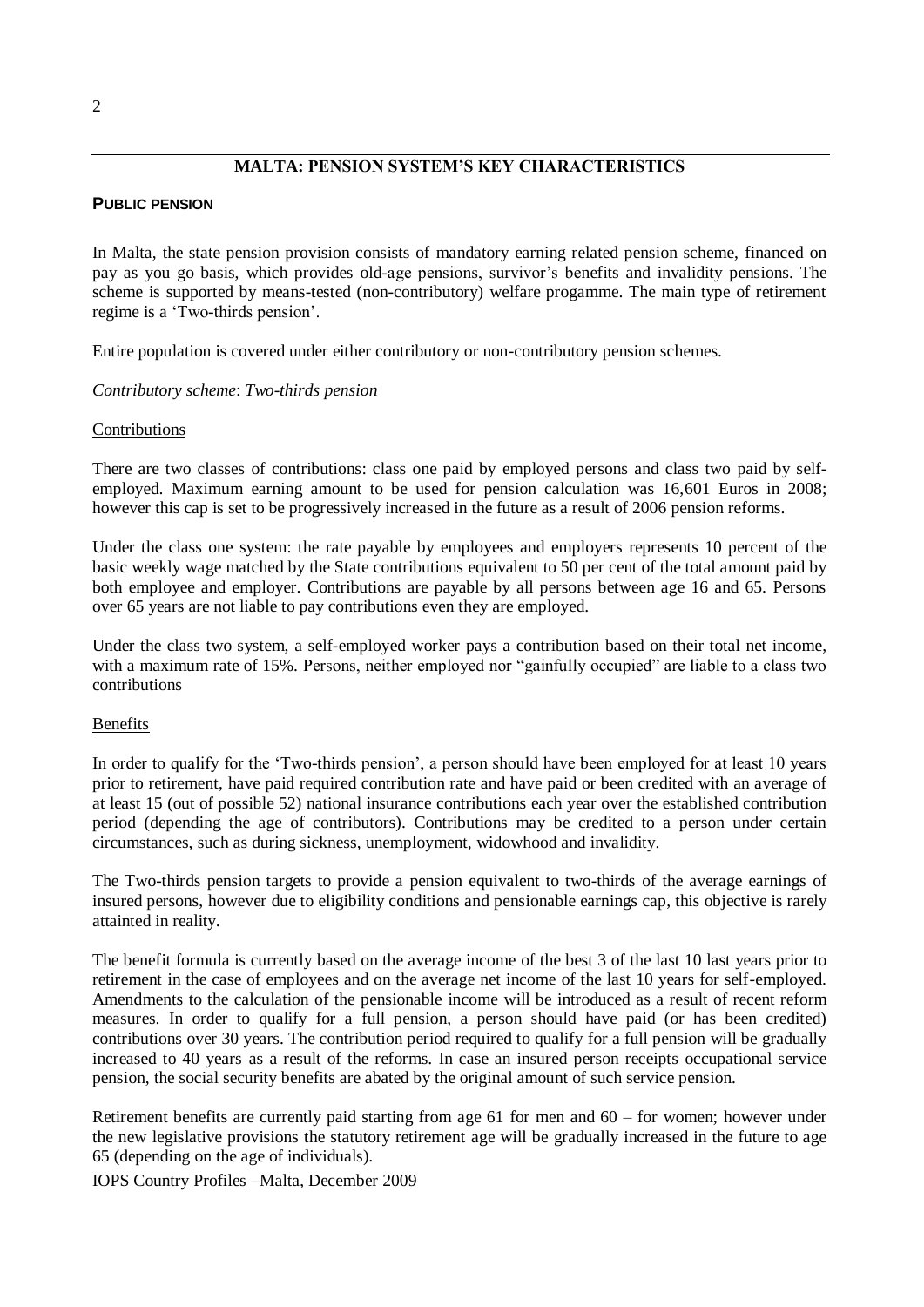## MALTA: PENSION SYSTEM'S KEY CHARACTERISTICS

### PUBLIC PENSION

In Malta, the state pension provision consists of mandatory earning related pension scheme, financed on pay as you go basis, which provides old-age pensions, survivor's benefits and invalidity pensions. The scheme is supported by means-tested (non-contributory) welfare progamme. The main type of retirement regime is a 'Two-thirds pension'.

Entire population is covered under either contributory or non-contributory pension schemes.

*Contributory scheme*: *Two-thirds pension*

Contributions

There are two classes of contributions: class one paid by employed persons and class two paid by self-employed. Maximum earning amount to be used for pension calculation was 16,601 Euros in 2008; however this cap is set to be progressively increased in the future as a result of 2006 pension reforms.

Under the class one system: the rate payable by employees and employers represents 10 percent of the basic weekly wage matched by the State contributions equivalent to 50 per cent of the total amount paid by both employee and employer. Contributions are payable by all persons between age 16 and 65. Persons over 65 years are not liable to pay contributions even they are employed.

Under the class two system, a self-employed worker pays a contribution based on their total net income, with a maximum rate of 15%. Persons, neither employed nor "gainfully occupied" are liable to a class two contributions

Benefits

In order to qualify for the 'Two-thirds pension', a person should have been employed for at least 10 years prior to retirement, have paid required contribution rate and have paid or been credited with an average of at least 15 (out of possible 52) national insurance contributions each year over the established contribution period (depending the age of contributors). Contributions may be credited to a person under certain circumstances, such as during sickness, unemployment, widowhood and invalidity.

The Two-thirds pension targets to provide a pension equivalent to two-thirds of the average earnings of insured persons, however due to eligibility conditions and pensionable earnings cap, this objective is rarely attainted in reality.

The benefit formula is currently based on the average income of the best 3 of the last 10 last years prior to retirement in the case of employees and on the average net income of the last 10 years for self-employed. Amendments to the calculation of the pensionable income will be introduced as a result of recent reform measures. In order to qualify for a full pension, a person should have paid (or has been credited) contributions over 30 years. The contribution period required to qualify for a full pension will be gradually increased to 40 years as a result of the reforms. In case an insured person receipts occupational service pension, the social security benefits are abated by the original amount of such service pension.

Retirement benefits are currently paid starting from age 61 for men and 60 – for women; however under the new legislative provisions the statutory retirement age will be gradually increased in the future to age 65 (depending on the age of individuals).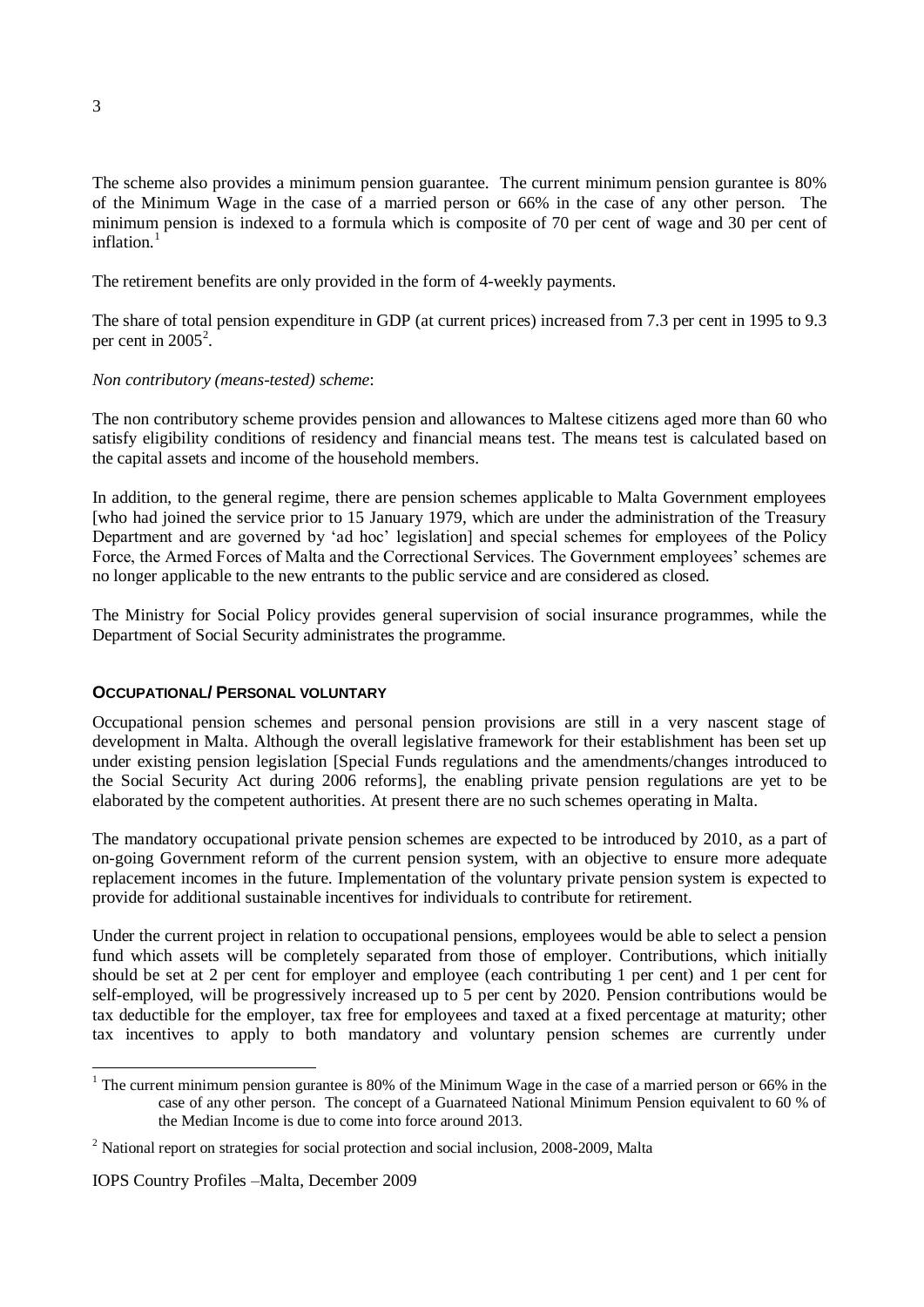The scheme also provides a minimum pension guarantee. The current minimum pension gurantee is 80% of the Minimum Wage in the case of a married person or 66% in the case of any other person. The minimum pension is indexed to a formula which is composite of 70 per cent of wage and 30 per cent of inflation.[1]

The retirement benefits are only provided in the form of 4-weekly payments.

The share of total pension expenditure in GDP (at current prices) increased from 7.3 per cent in 1995 to 9.3 per cent in 2005[2].

*Non contributory (means-tested) scheme*:

The non contributory scheme provides pension and allowances to Maltese citizens aged more than 60 who satisfy eligibility conditions of residency and financial means test. The means test is calculated based on the capital assets and income of the household members.

In addition, to the general regime, there are pension schemes applicable to Malta Government employees [who had joined the service prior to 15 January 1979, which are under the administration of the Treasury Department and are governed by 'ad hoc' legislation] and special schemes for employees of the Policy Force, the Armed Forces of Malta and the Correctional Services. The Government employees' schemes are no longer applicable to the new entrants to the public service and are considered as closed.

The Ministry for Social Policy provides general supervision of social insurance programmes, while the Department of Social Security administrates the programme.

## OCCUPATIONAL/ PERSONAL VOLUNTARY

Occupational pension schemes and personal pension provisions are still in a very nascent stage of development in Malta. Although the overall legislative framework for their establishment has been set up under existing pension legislation [Special Funds regulations and the amendments/changes introduced to the Social Security Act during 2006 reforms], the enabling private pension regulations are yet to be elaborated by the competent authorities. At present there are no such schemes operating in Malta.

The mandatory occupational private pension schemes are expected to be introduced by 2010, as a part of on-going Government reform of the current pension system, with an objective to ensure more adequate replacement incomes in the future. Implementation of the voluntary private pension system is expected to provide for additional sustainable incentives for individuals to contribute for retirement.

Under the current project in relation to occupational pensions, employees would be able to select a pension fund which assets will be completely separated from those of employer. Contributions, which initially should be set at 2 per cent for employer and employee (each contributing 1 per cent) and 1 per cent for self-employed, will be progressively increased up to 5 per cent by 2020. Pension contributions would be tax deductible for the employer, tax free for employees and taxed at a fixed percentage at maturity; other tax incentives to apply to both mandatory and voluntary pension schemes are currently under

---

[1] The current minimum pension gurantee is 80% of the Minimum Wage in the case of a married person or 66% in the case of any other person. The concept of a Guarnateed National Minimum Pension equivalent to 60 % of the Median Income is due to come into force around 2013.

[2] National report on strategies for social protection and social inclusion, 2008-2009, Malta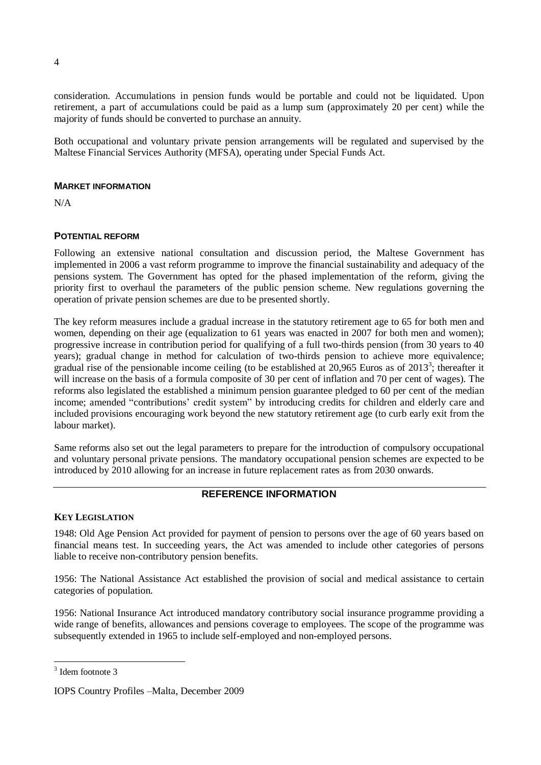consideration. Accumulations in pension funds would be portable and could not be liquidated. Upon retirement, a part of accumulations could be paid as a lump sum (approximately 20 per cent) while the majority of funds should be converted to purchase an annuity.

Both occupational and voluntary private pension arrangements will be regulated and supervised by the Maltese Financial Services Authority (MFSA), operating under Special Funds Act.

### MARKET INFORMATION

N/A

### POTENTIAL REFORM

Following an extensive national consultation and discussion period, the Maltese Government has implemented in 2006 a vast reform programme to improve the financial sustainability and adequacy of the pensions system. The Government has opted for the phased implementation of the reform, giving the priority first to overhaul the parameters of the public pension scheme. New regulations governing the operation of private pension schemes are due to be presented shortly.

The key reform measures include a gradual increase in the statutory retirement age to 65 for both men and women, depending on their age (equalization to 61 years was enacted in 2007 for both men and women); progressive increase in contribution period for qualifying of a full two-thirds pension (from 30 years to 40 years); gradual change in method for calculation of two-thirds pension to achieve more equivalence; gradual rise of the pensionable income ceiling (to be established at 20,965 Euros as of 2013[3]; thereafter it will increase on the basis of a formula composite of 30 per cent of inflation and 70 per cent of wages). The reforms also legislated the established a minimum pension guarantee pledged to 60 per cent of the median income; amended "contributions' credit system" by introducing credits for children and elderly care and included provisions encouraging work beyond the new statutory retirement age (to curb early exit from the labour market).

Same reforms also set out the legal parameters to prepare for the introduction of compulsory occupational and voluntary personal private pensions. The mandatory occupational pension schemes are expected to be introduced by 2010 allowing for an increase in future replacement rates as from 2030 onwards.

## REFERENCE INFORMATION

### KEY LEGISLATION

1948: Old Age Pension Act provided for payment of pension to persons over the age of 60 years based on financial means test. In succeeding years, the Act was amended to include other categories of persons liable to receive non-contributory pension benefits.

1956: The National Assistance Act established the provision of social and medical assistance to certain categories of population.

1956: National Insurance Act introduced mandatory contributory social insurance programme providing a wide range of benefits, allowances and pensions coverage to employees. The scope of the programme was subsequently extended in 1965 to include self-employed and non-employed persons.

[3] Idem footnote 3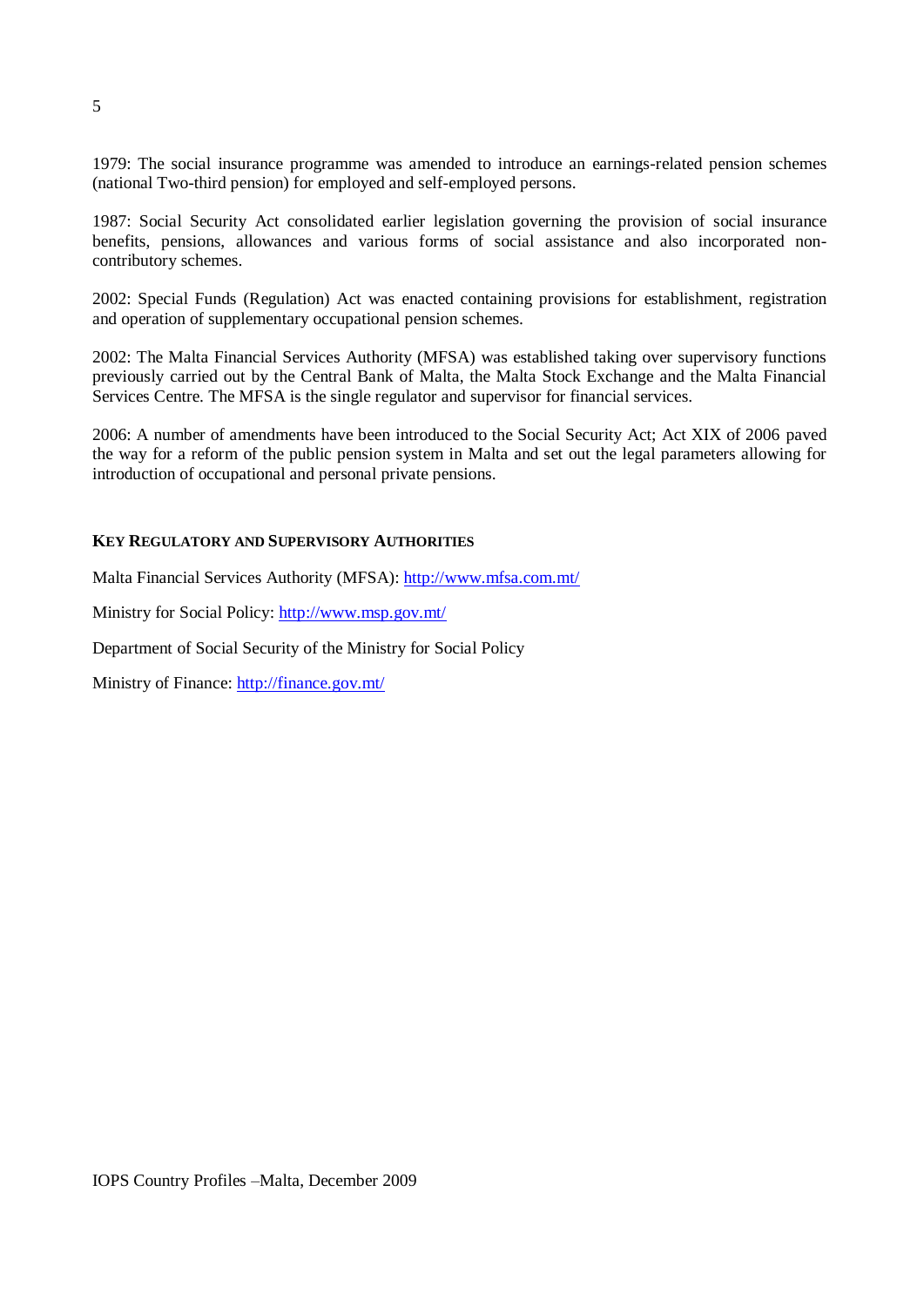1979: The social insurance programme was amended to introduce an earnings-related pension schemes (national Two-third pension) for employed and self-employed persons.

1987: Social Security Act consolidated earlier legislation governing the provision of social insurance benefits, pensions, allowances and various forms of social assistance and also incorporated non-contributory schemes.

2002: Special Funds (Regulation) Act was enacted containing provisions for establishment, registration and operation of supplementary occupational pension schemes.

2002: The Malta Financial Services Authority (MFSA) was established taking over supervisory functions previously carried out by the Central Bank of Malta, the Malta Stock Exchange and the Malta Financial Services Centre. The MFSA is the single regulator and supervisor for financial services.

2006: A number of amendments have been introduced to the Social Security Act; Act XIX of 2006 paved the way for a reform of the public pension system in Malta and set out the legal parameters allowing for introduction of occupational and personal private pensions.

## KEY REGULATORY AND SUPERVISORY AUTHORITIES

Malta Financial Services Authority (MFSA): http://www.mfsa.com.mt/

Ministry for Social Policy: http://www.msp.gov.mt/

Department of Social Security of the Ministry for Social Policy

Ministry of Finance: http://finance.gov.mt/